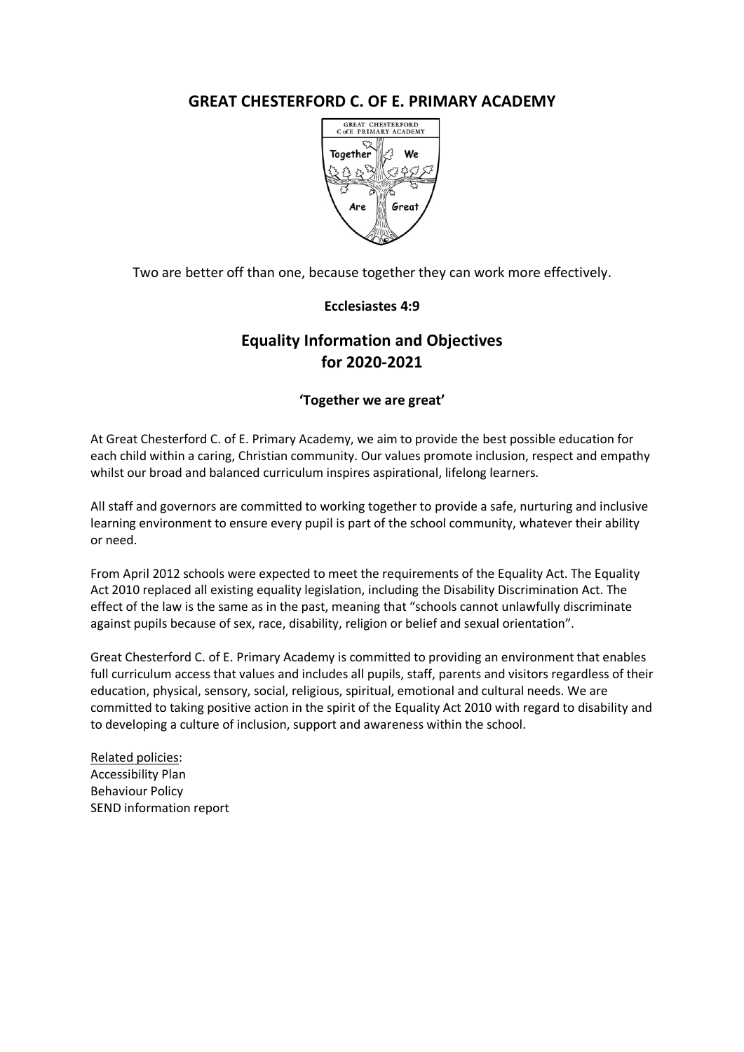# GREAT CHESTERFORD C. OF E. PRIMARY ACADEMY

Two are better off than one, because together they can work more effectively.

**Ecclesiastes 4:9**

## Equality Information and Objectives for 2020-2021

**'Together we are great'**

At Great Chesterford C. of E. Primary Academy, we aim to provide the best possible education for each child within a caring, Christian community. Our values promote inclusion, respect and empathy whilst our broad and balanced curriculum inspires aspirational, lifelong learners.

All staff and governors are committed to working together to provide a safe, nurturing and inclusive learning environment to ensure every pupil is part of the school community, whatever their ability or need.

From April 2012 schools were expected to meet the requirements of the Equality Act. The Equality Act 2010 replaced all existing equality legislation, including the Disability Discrimination Act. The effect of the law is the same as in the past, meaning that "schools cannot unlawfully discriminate against pupils because of sex, race, disability, religion or belief and sexual orientation".

Great Chesterford C. of E. Primary Academy is committed to providing an environment that enables full curriculum access that values and includes all pupils, staff, parents and visitors regardless of their education, physical, sensory, social, religious, spiritual, emotional and cultural needs. We are committed to taking positive action in the spirit of the Equality Act 2010 with regard to disability and to developing a culture of inclusion, support and awareness within the school.

Related policies:
Accessibility Plan
Behaviour Policy
SEND information report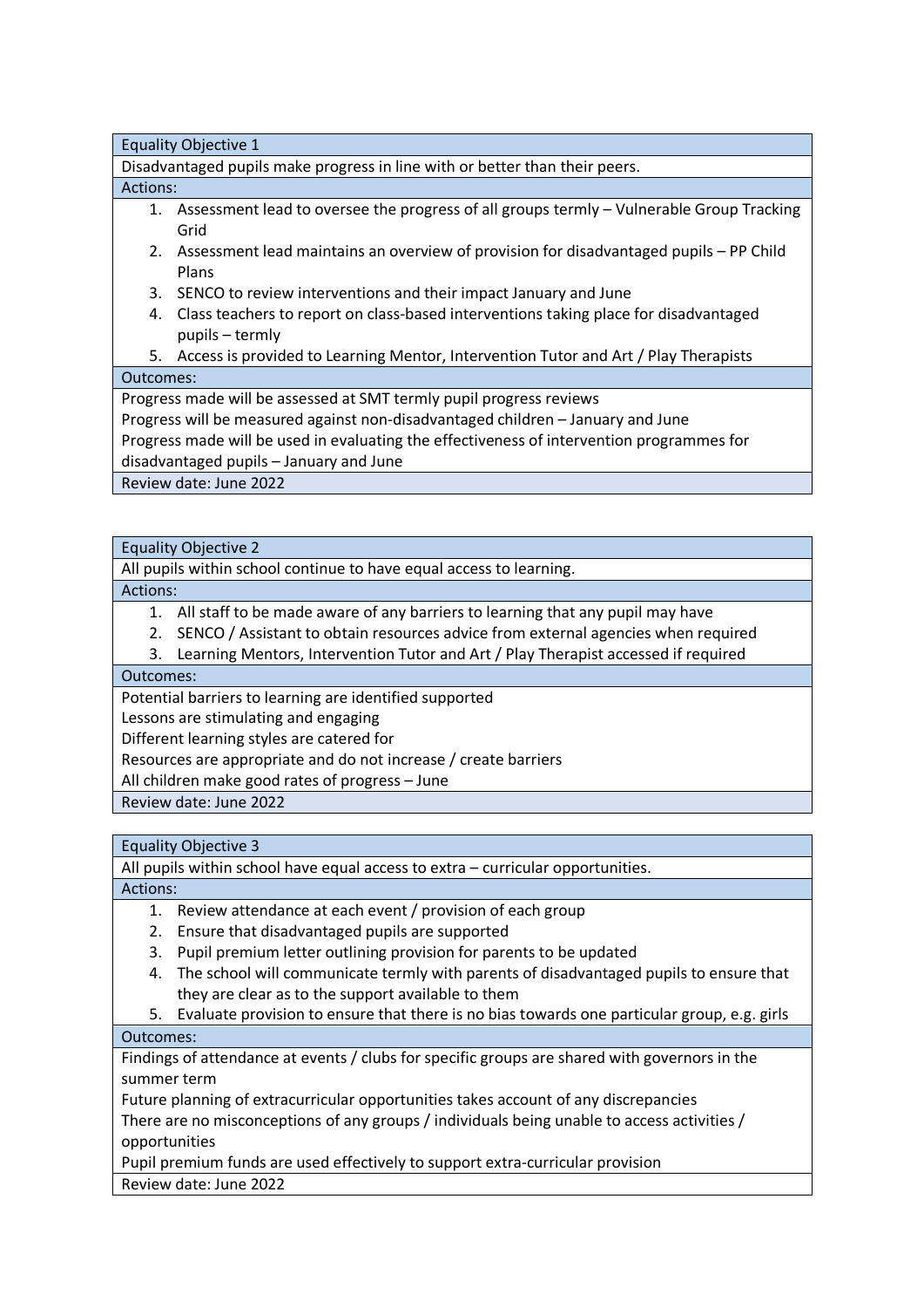| Equality Objective 1 |
| --- |
| Disadvantaged pupils make progress in line with or better than their peers. |
| **Actions:** |
| 1. Assessment lead to oversee the progress of all groups termly – Vulnerable Group Tracking Grid<br>2. Assessment lead maintains an overview of provision for disadvantaged pupils – PP Child Plans<br>3. SENCO to review interventions and their impact January and June<br>4. Class teachers to report on class-based interventions taking place for disadvantaged pupils – termly<br>5. Access is provided to Learning Mentor, Intervention Tutor and Art / Play Therapists |
| **Outcomes:** |
| Progress made will be assessed at SMT termly pupil progress reviews<br>Progress will be measured against non-disadvantaged children – January and June<br>Progress made will be used in evaluating the effectiveness of intervention programmes for disadvantaged pupils – January and June |
| Review date: June 2022 |

| Equality Objective 2 |
| --- |
| All pupils within school continue to have equal access to learning. |
| **Actions:** |
| 1. All staff to be made aware of any barriers to learning that any pupil may have<br>2. SENCO / Assistant to obtain resources advice from external agencies when required<br>3. Learning Mentors, Intervention Tutor and Art / Play Therapist accessed if required |
| **Outcomes:** |
| Potential barriers to learning are identified supported<br>Lessons are stimulating and engaging<br>Different learning styles are catered for<br>Resources are appropriate and do not increase / create barriers<br>All children make good rates of progress – June |
| Review date: June 2022 |

| Equality Objective 3 |
| --- |
| All pupils within school have equal access to extra – curricular opportunities. |
| **Actions:** |
| 1. Review attendance at each event / provision of each group<br>2. Ensure that disadvantaged pupils are supported<br>3. Pupil premium letter outlining provision for parents to be updated<br>4. The school will communicate termly with parents of disadvantaged pupils to ensure that they are clear as to the support available to them<br>5. Evaluate provision to ensure that there is no bias towards one particular group, e.g. girls |
| **Outcomes:** |
| Findings of attendance at events / clubs for specific groups are shared with governors in the summer term<br>Future planning of extracurricular opportunities takes account of any discrepancies<br>There are no misconceptions of any groups / individuals being unable to access activities / opportunities<br>Pupil premium funds are used effectively to support extra-curricular provision |
| Review date: June 2022 |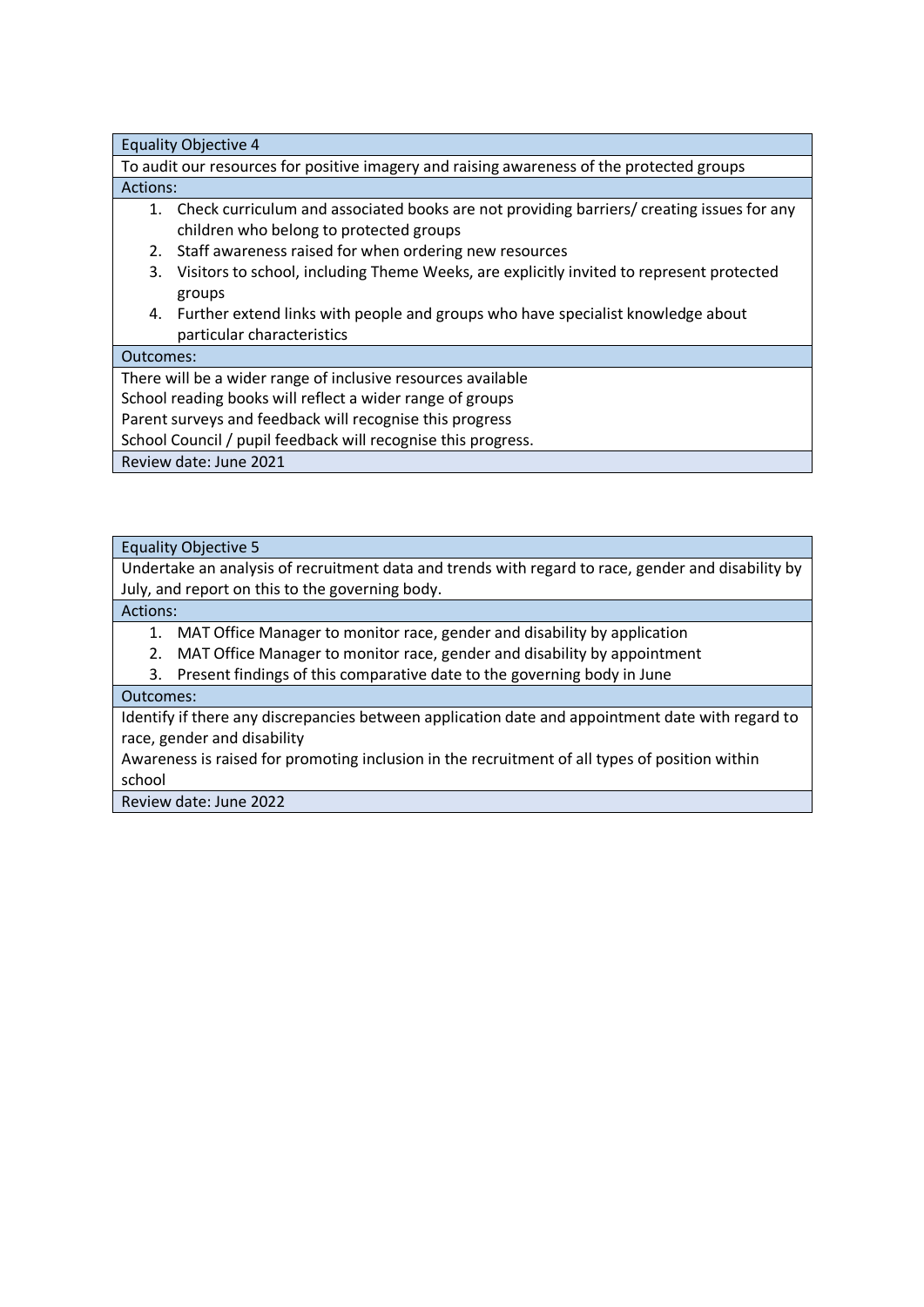| Equality Objective 4 |
| --- |
| To audit our resources for positive imagery and raising awareness of the protected groups |
| Actions: |
| 1. Check curriculum and associated books are not providing barriers/ creating issues for any children who belong to protected groups<br>2. Staff awareness raised for when ordering new resources<br>3. Visitors to school, including Theme Weeks, are explicitly invited to represent protected groups<br>4. Further extend links with people and groups who have specialist knowledge about particular characteristics |
| Outcomes: |
| There will be a wider range of inclusive resources available<br>School reading books will reflect a wider range of groups<br>Parent surveys and feedback will recognise this progress<br>School Council / pupil feedback will recognise this progress. |
| Review date: June 2021 |

| Equality Objective 5 |
| --- |
| Undertake an analysis of recruitment data and trends with regard to race, gender and disability by July, and report on this to the governing body. |
| Actions: |
| 1. MAT Office Manager to monitor race, gender and disability by application<br>2. MAT Office Manager to monitor race, gender and disability by appointment<br>3. Present findings of this comparative date to the governing body in June |
| Outcomes: |
| Identify if there any discrepancies between application date and appointment date with regard to race, gender and disability<br>Awareness is raised for promoting inclusion in the recruitment of all types of position within school |
| Review date: June 2022 |